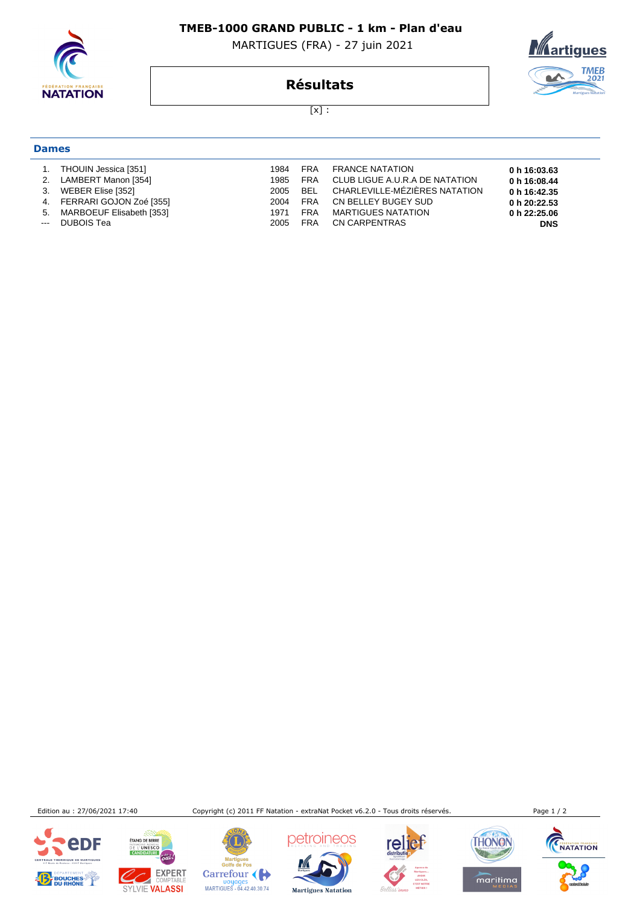# TMEB-1000 GRAND PUBLIC - 1 km - Plan d'eau

MARTIGUES (FRA) - 27 juin 2021

## Résultats

[x] :

### Dames

| | | | | | |
|---|---|---|---|---|---|
| 1. | THOUIN Jessica [351] | 1984 | FRA | FRANCE NATATION | **0 h 16:03.63** |
| 2. | LAMBERT Manon [354] | 1985 | FRA | CLUB LIGUE A.U.R.A DE NATATION | **0 h 16:08.44** |
| 3. | WEBER Elise [352] | 2005 | BEL | CHARLEVILLE-MÉZIÈRES NATATION | **0 h 16:42.35** |
| 4. | FERRARI GOJON Zoé [355] | 2004 | FRA | CN BELLEY BUGEY SUD | **0 h 20:22.53** |
| 5. | MARBOEUF Elisabeth [353] | 1971 | FRA | MARTIGUES NATATION | **0 h 22:25.06** |
| --- | DUBOIS Tea | 2005 | FRA | CN CARPENTRAS | **DNS** |

Edition au : 27/06/2021 17:40

Copyright (c) 2011 FF Natation - extraNat Pocket v6.2.0 - Tous droits réservés.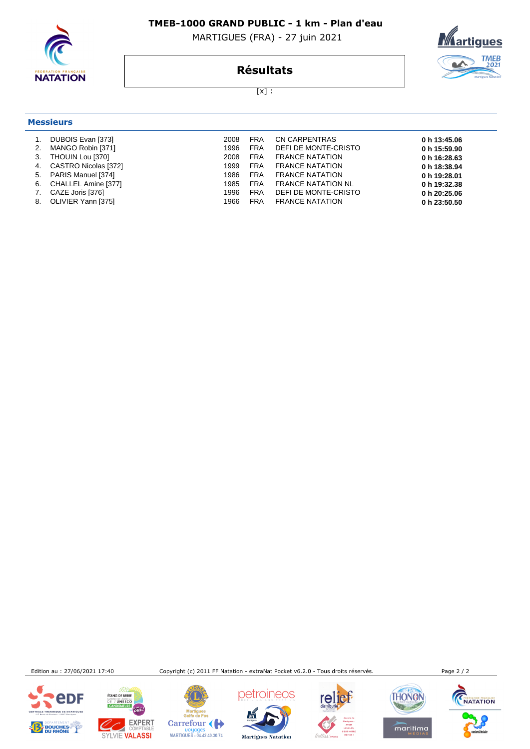**TMEB-1000 GRAND PUBLIC - 1 km - Plan d'eau**

MARTIGUES (FRA) - 27 juin 2021

# Résultats

[x] :

## Messieurs

| | | | | | |
|---|---|---|---|---|---|
| 1. | DUBOIS Evan [373] | 2008 | FRA | CN CARPENTRAS | **0 h 13:45.06** |
| 2. | MANGO Robin [371] | 1996 | FRA | DEFI DE MONTE-CRISTO | **0 h 15:59.90** |
| 3. | THOUIN Lou [370] | 2008 | FRA | FRANCE NATATION | **0 h 16:28.63** |
| 4. | CASTRO Nicolas [372] | 1999 | FRA | FRANCE NATATION | **0 h 18:38.94** |
| 5. | PARIS Manuel [374] | 1986 | FRA | FRANCE NATATION | **0 h 19:28.01** |
| 6. | CHALLEL Amine [377] | 1985 | FRA | FRANCE NATATION NL | **0 h 19:32.38** |
| 7. | CAZE Joris [376] | 1996 | FRA | DEFI DE MONTE-CRISTO | **0 h 20:25.06** |
| 8. | OLIVIER Yann [375] | 1966 | FRA | FRANCE NATATION | **0 h 23:50.50** |

Edition au : 27/06/2021 17:40

Copyright (c) 2011 FF Natation - extraNat Pocket v6.2.0 - Tous droits réservés.